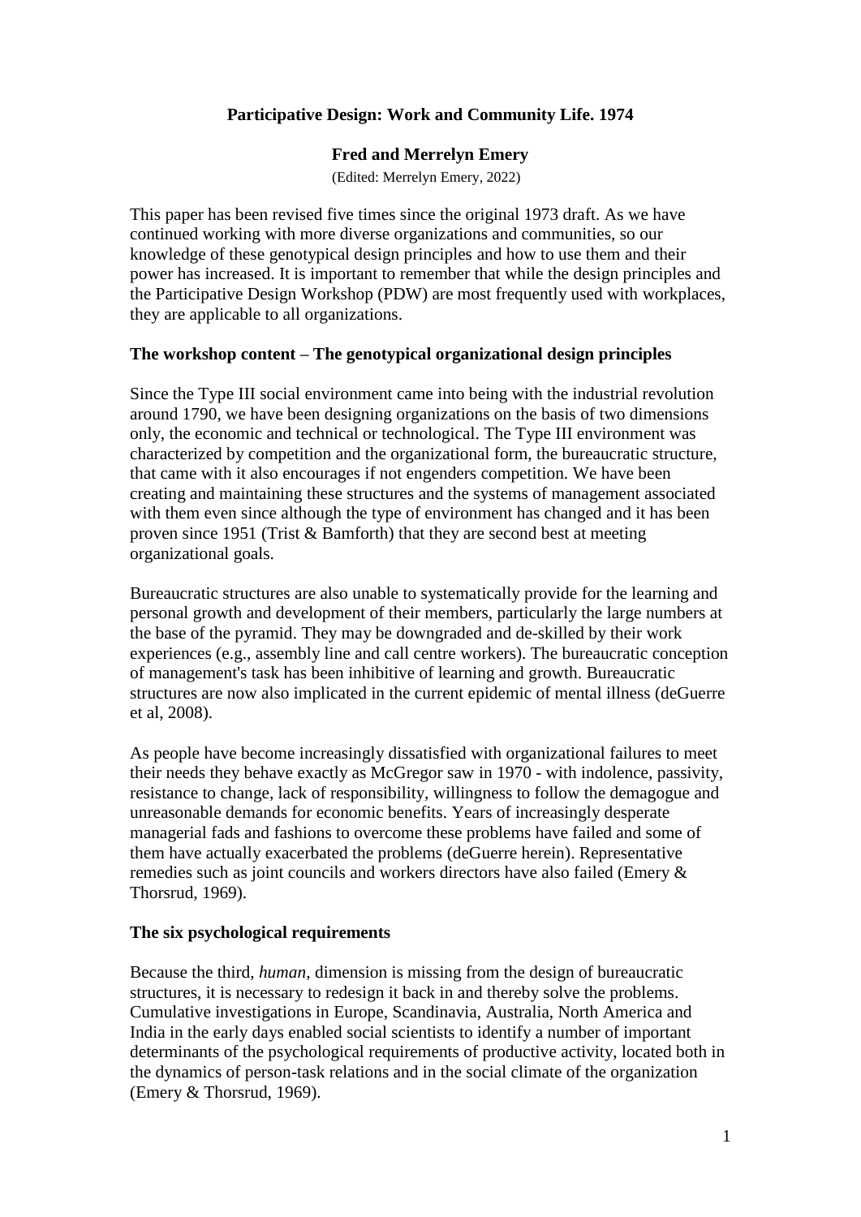# Participative Design: Work and Community Life. 1974

**Fred and Merrelyn Emery**

(Edited: Merrelyn Emery, 2022)

This paper has been revised five times since the original 1973 draft. As we have continued working with more diverse organizations and communities, so our knowledge of these genotypical design principles and how to use them and their power has increased. It is important to remember that while the design principles and the Participative Design Workshop (PDW) are most frequently used with workplaces, they are applicable to all organizations.

## The workshop content – The genotypical organizational design principles

Since the Type III social environment came into being with the industrial revolution around 1790, we have been designing organizations on the basis of two dimensions only, the economic and technical or technological. The Type III environment was characterized by competition and the organizational form, the bureaucratic structure, that came with it also encourages if not engenders competition. We have been creating and maintaining these structures and the systems of management associated with them even since although the type of environment has changed and it has been proven since 1951 (Trist & Bamforth) that they are second best at meeting organizational goals.

Bureaucratic structures are also unable to systematically provide for the learning and personal growth and development of their members, particularly the large numbers at the base of the pyramid. They may be downgraded and de-skilled by their work experiences (e.g., assembly line and call centre workers). The bureaucratic conception of management's task has been inhibitive of learning and growth. Bureaucratic structures are now also implicated in the current epidemic of mental illness (deGuerre et al, 2008).

As people have become increasingly dissatisfied with organizational failures to meet their needs they behave exactly as McGregor saw in 1970 - with indolence, passivity, resistance to change, lack of responsibility, willingness to follow the demagogue and unreasonable demands for economic benefits. Years of increasingly desperate managerial fads and fashions to overcome these problems have failed and some of them have actually exacerbated the problems (deGuerre herein). Representative remedies such as joint councils and workers directors have also failed (Emery & Thorsrud, 1969).

## The six psychological requirements

Because the third, *human*, dimension is missing from the design of bureaucratic structures, it is necessary to redesign it back in and thereby solve the problems. Cumulative investigations in Europe, Scandinavia, Australia, North America and India in the early days enabled social scientists to identify a number of important determinants of the psychological requirements of productive activity, located both in the dynamics of person-task relations and in the social climate of the organization (Emery & Thorsrud, 1969).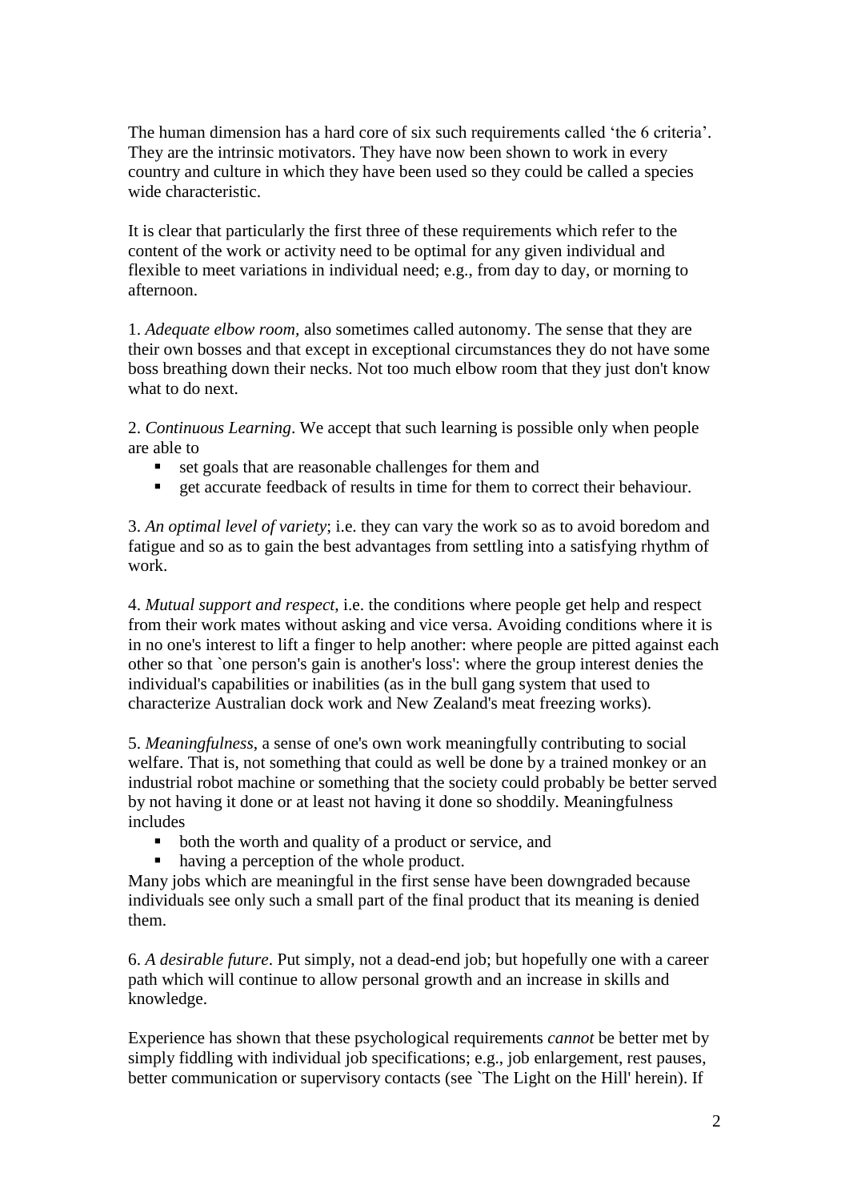The human dimension has a hard core of six such requirements called 'the 6 criteria'. They are the intrinsic motivators. They have now been shown to work in every country and culture in which they have been used so they could be called a species wide characteristic.

It is clear that particularly the first three of these requirements which refer to the content of the work or activity need to be optimal for any given individual and flexible to meet variations in individual need; e.g., from day to day, or morning to afternoon.

1. *Adequate elbow room,* also sometimes called autonomy. The sense that they are their own bosses and that except in exceptional circumstances they do not have some boss breathing down their necks. Not too much elbow room that they just don't know what to do next.

2. *Continuous Learning*. We accept that such learning is possible only when people are able to

- set goals that are reasonable challenges for them and
- get accurate feedback of results in time for them to correct their behaviour.

3. *An optimal level of variety*; i.e. they can vary the work so as to avoid boredom and fatigue and so as to gain the best advantages from settling into a satisfying rhythm of work.

4. *Mutual support and respect,* i.e. the conditions where people get help and respect from their work mates without asking and vice versa. Avoiding conditions where it is in no one's interest to lift a finger to help another: where people are pitted against each other so that `one person's gain is another's loss': where the group interest denies the individual's capabilities or inabilities (as in the bull gang system that used to characterize Australian dock work and New Zealand's meat freezing works).

5. *Meaningfulness,* a sense of one's own work meaningfully contributing to social welfare. That is, not something that could as well be done by a trained monkey or an industrial robot machine or something that the society could probably be better served by not having it done or at least not having it done so shoddily. Meaningfulness includes

- both the worth and quality of a product or service, and
- having a perception of the whole product.

Many jobs which are meaningful in the first sense have been downgraded because individuals see only such a small part of the final product that its meaning is denied them.

6. *A desirable future*. Put simply, not a dead-end job; but hopefully one with a career path which will continue to allow personal growth and an increase in skills and knowledge.

Experience has shown that these psychological requirements *cannot* be better met by simply fiddling with individual job specifications; e.g., job enlargement, rest pauses, better communication or supervisory contacts (see `The Light on the Hill' herein). If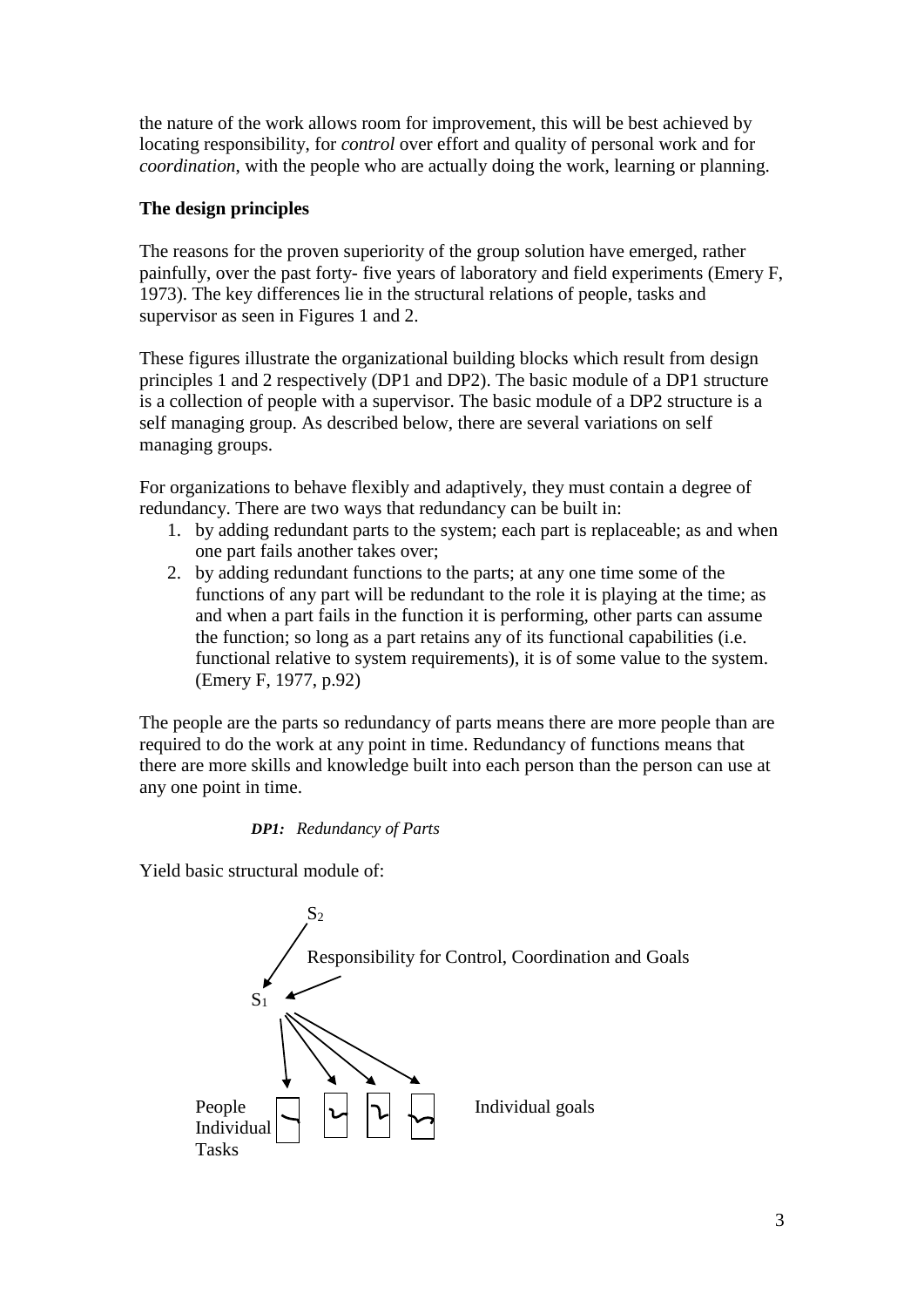the nature of the work allows room for improvement, this will be best achieved by locating responsibility, for *control* over effort and quality of personal work and for *coordination*, with the people who are actually doing the work, learning or planning.

**The design principles**

The reasons for the proven superiority of the group solution have emerged, rather painfully, over the past forty- five years of laboratory and field experiments (Emery F, 1973). The key differences lie in the structural relations of people, tasks and supervisor as seen in Figures 1 and 2.

These figures illustrate the organizational building blocks which result from design principles 1 and 2 respectively (DP1 and DP2). The basic module of a DP1 structure is a collection of people with a supervisor. The basic module of a DP2 structure is a self managing group. As described below, there are several variations on self managing groups.

For organizations to behave flexibly and adaptively, they must contain a degree of redundancy. There are two ways that redundancy can be built in:

1. by adding redundant parts to the system; each part is replaceable; as and when one part fails another takes over;
2. by adding redundant functions to the parts; at any one time some of the functions of any part will be redundant to the role it is playing at the time; as and when a part fails in the function it is performing, other parts can assume the function; so long as a part retains any of its functional capabilities (i.e. functional relative to system requirements), it is of some value to the system. (Emery F, 1977, p.92)

The people are the parts so redundancy of parts means there are more people than are required to do the work at any point in time. Redundancy of functions means that there are more skills and knowledge built into each person than the person can use at any one point in time.

***DP1:*** *Redundancy of Parts*

Yield basic structural module of:

$S_2$

Responsibility for Control, Coordination and Goals

$S_1$

People Individual Tasks

Individual goals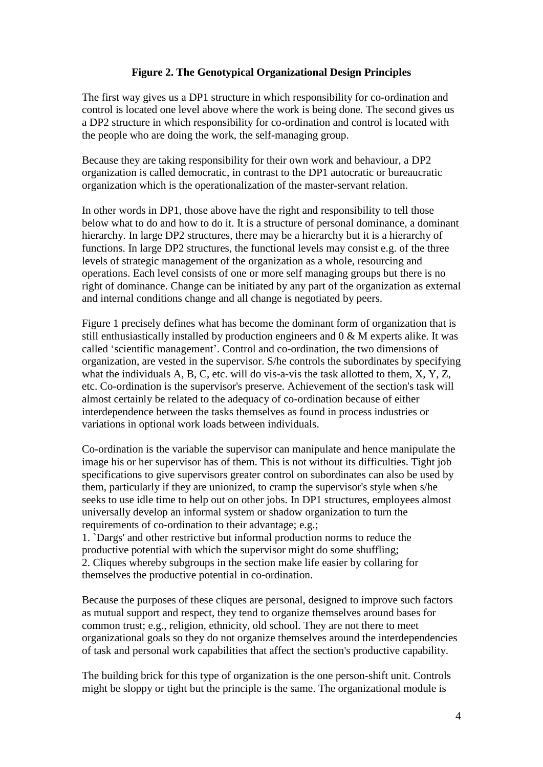**Figure 2. The Genotypical Organizational Design Principles**

The first way gives us a DP1 structure in which responsibility for co-ordination and control is located one level above where the work is being done. The second gives us a DP2 structure in which responsibility for co-ordination and control is located with the people who are doing the work, the self-managing group.

Because they are taking responsibility for their own work and behaviour, a DP2 organization is called democratic, in contrast to the DP1 autocratic or bureaucratic organization which is the operationalization of the master-servant relation.

In other words in DP1, those above have the right and responsibility to tell those below what to do and how to do it. It is a structure of personal dominance, a dominant hierarchy. In large DP2 structures, there may be a hierarchy but it is a hierarchy of functions. In large DP2 structures, the functional levels may consist e.g. of the three levels of strategic management of the organization as a whole, resourcing and operations. Each level consists of one or more self managing groups but there is no right of dominance. Change can be initiated by any part of the organization as external and internal conditions change and all change is negotiated by peers.

Figure 1 precisely defines what has become the dominant form of organization that is still enthusiastically installed by production engineers and 0 & M experts alike. It was called 'scientific management'. Control and co-ordination, the two dimensions of organization, are vested in the supervisor. S/he controls the subordinates by specifying what the individuals A, B, C, etc. will do vis-a-vis the task allotted to them, X, Y, Z, etc. Co-ordination is the supervisor's preserve. Achievement of the section's task will almost certainly be related to the adequacy of co-ordination because of either interdependence between the tasks themselves as found in process industries or variations in optional work loads between individuals.

Co-ordination is the variable the supervisor can manipulate and hence manipulate the image his or her supervisor has of them. This is not without its difficulties. Tight job specifications to give supervisors greater control on subordinates can also be used by them, particularly if they are unionized, to cramp the supervisor's style when s/he seeks to use idle time to help out on other jobs. In DP1 structures, employees almost universally develop an informal system or shadow organization to turn the requirements of co-ordination to their advantage; e.g.;

1. `Dargs' and other restrictive but informal production norms to reduce the productive potential with which the supervisor might do some shuffling;
2. Cliques whereby subgroups in the section make life easier by collaring for themselves the productive potential in co-ordination.

Because the purposes of these cliques are personal, designed to improve such factors as mutual support and respect, they tend to organize themselves around bases for common trust; e.g., religion, ethnicity, old school. They are not there to meet organizational goals so they do not organize themselves around the interdependencies of task and personal work capabilities that affect the section's productive capability.

The building brick for this type of organization is the one person-shift unit. Controls might be sloppy or tight but the principle is the same. The organizational module is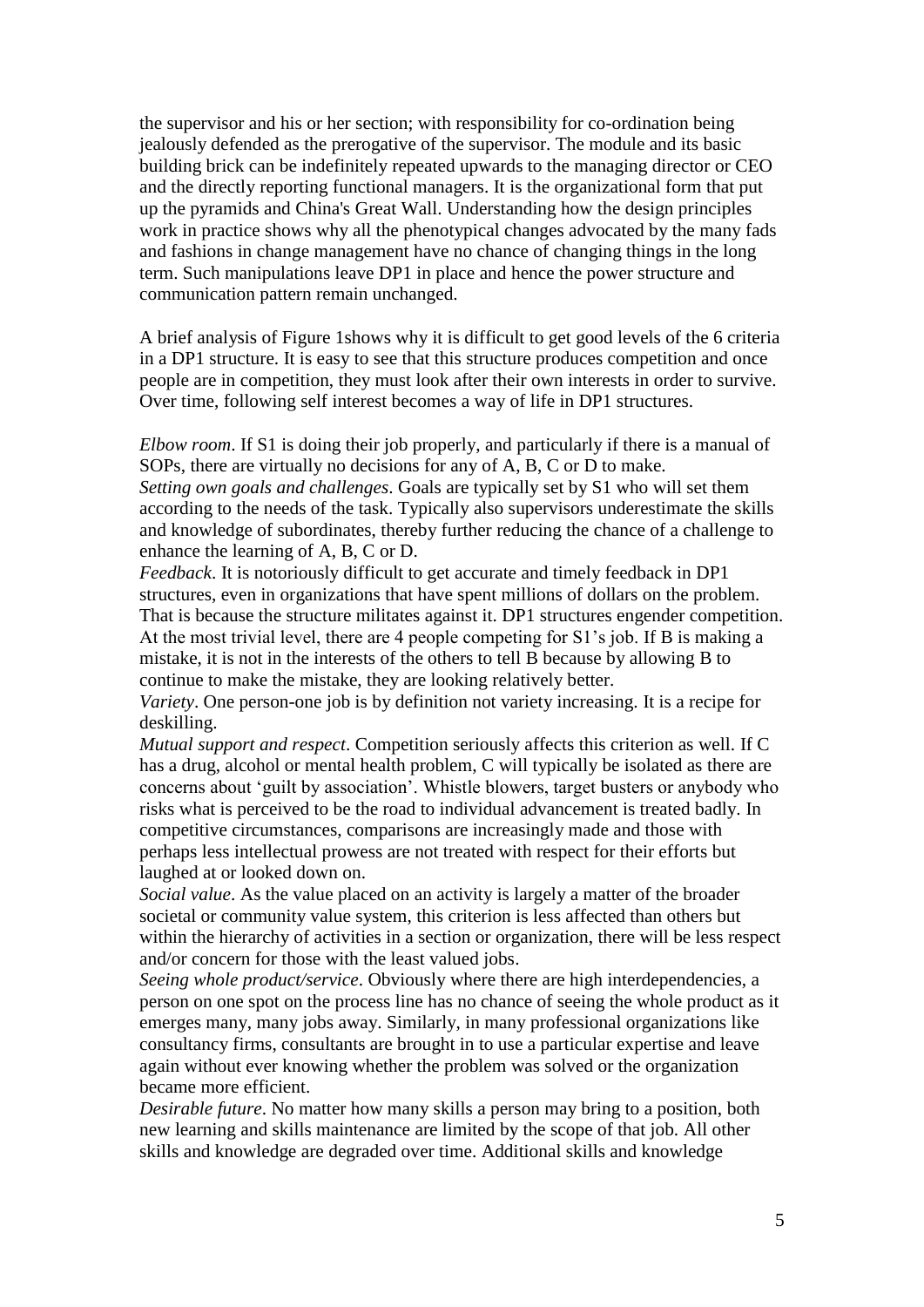the supervisor and his or her section; with responsibility for co-ordination being jealously defended as the prerogative of the supervisor. The module and its basic building brick can be indefinitely repeated upwards to the managing director or CEO and the directly reporting functional managers. It is the organizational form that put up the pyramids and China's Great Wall. Understanding how the design principles work in practice shows why all the phenotypical changes advocated by the many fads and fashions in change management have no chance of changing things in the long term. Such manipulations leave DP1 in place and hence the power structure and communication pattern remain unchanged.

A brief analysis of Figure 1shows why it is difficult to get good levels of the 6 criteria in a DP1 structure. It is easy to see that this structure produces competition and once people are in competition, they must look after their own interests in order to survive. Over time, following self interest becomes a way of life in DP1 structures.

*Elbow room*. If S1 is doing their job properly, and particularly if there is a manual of SOPs, there are virtually no decisions for any of A, B, C or D to make.
*Setting own goals and challenges*. Goals are typically set by S1 who will set them according to the needs of the task. Typically also supervisors underestimate the skills and knowledge of subordinates, thereby further reducing the chance of a challenge to enhance the learning of A, B, C or D.
*Feedback*. It is notoriously difficult to get accurate and timely feedback in DP1 structures, even in organizations that have spent millions of dollars on the problem. That is because the structure militates against it. DP1 structures engender competition. At the most trivial level, there are 4 people competing for S1's job. If B is making a mistake, it is not in the interests of the others to tell B because by allowing B to continue to make the mistake, they are looking relatively better.
*Variety*. One person-one job is by definition not variety increasing. It is a recipe for deskilling.
*Mutual support and respect*. Competition seriously affects this criterion as well. If C has a drug, alcohol or mental health problem, C will typically be isolated as there are concerns about 'guilt by association'. Whistle blowers, target busters or anybody who risks what is perceived to be the road to individual advancement is treated badly. In competitive circumstances, comparisons are increasingly made and those with perhaps less intellectual prowess are not treated with respect for their efforts but laughed at or looked down on.
*Social value*. As the value placed on an activity is largely a matter of the broader societal or community value system, this criterion is less affected than others but within the hierarchy of activities in a section or organization, there will be less respect and/or concern for those with the least valued jobs.
*Seeing whole product/service*. Obviously where there are high interdependencies, a person on one spot on the process line has no chance of seeing the whole product as it emerges many, many jobs away. Similarly, in many professional organizations like consultancy firms, consultants are brought in to use a particular expertise and leave again without ever knowing whether the problem was solved or the organization became more efficient.
*Desirable future*. No matter how many skills a person may bring to a position, both new learning and skills maintenance are limited by the scope of that job. All other skills and knowledge are degraded over time. Additional skills and knowledge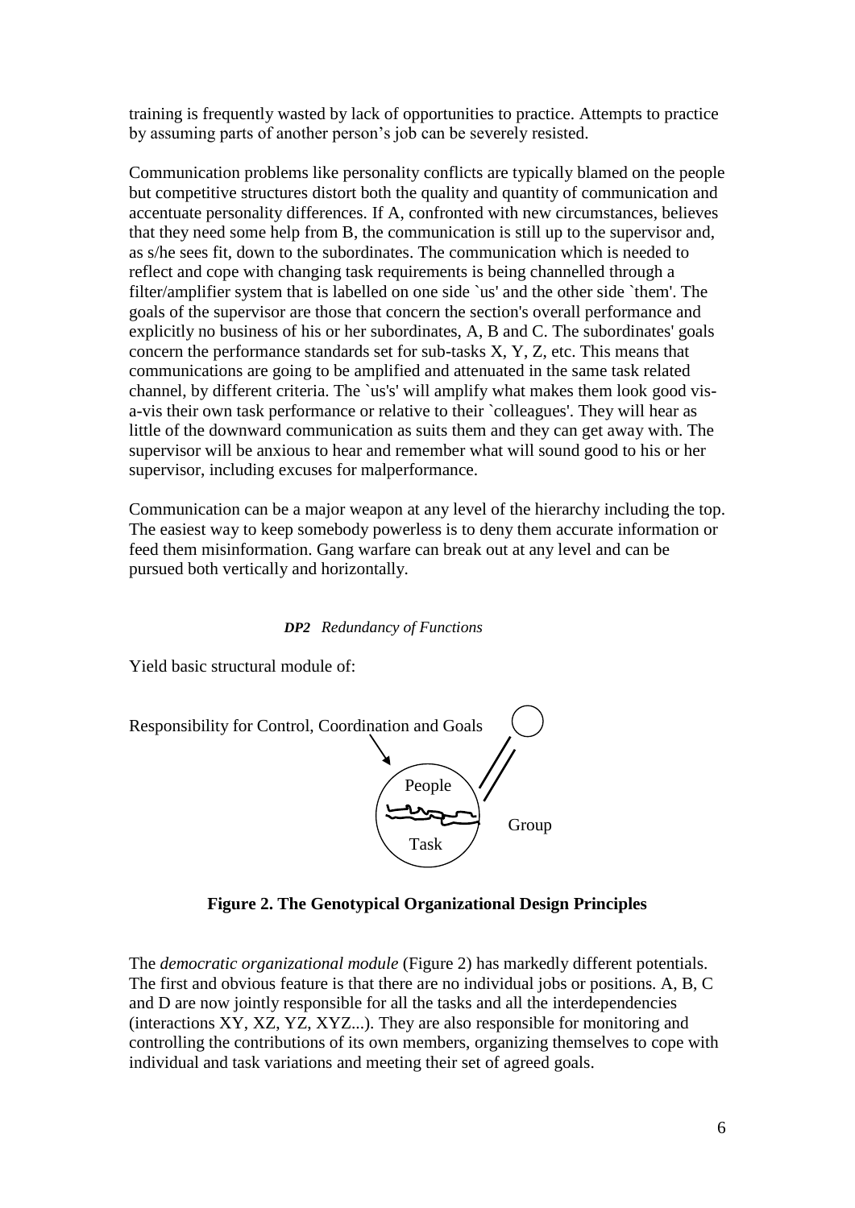training is frequently wasted by lack of opportunities to practice. Attempts to practice by assuming parts of another person's job can be severely resisted.

Communication problems like personality conflicts are typically blamed on the people but competitive structures distort both the quality and quantity of communication and accentuate personality differences. If A, confronted with new circumstances, believes that they need some help from B, the communication is still up to the supervisor and, as s/he sees fit, down to the subordinates. The communication which is needed to reflect and cope with changing task requirements is being channelled through a filter/amplifier system that is labelled on one side `us' and the other side `them'. The goals of the supervisor are those that concern the section's overall performance and explicitly no business of his or her subordinates, A, B and C. The subordinates' goals concern the performance standards set for sub-tasks X, Y, Z, etc. This means that communications are going to be amplified and attenuated in the same task related channel, by different criteria. The `us's' will amplify what makes them look good vis-a-vis their own task performance or relative to their `colleagues'. They will hear as little of the downward communication as suits them and they can get away with. The supervisor will be anxious to hear and remember what will sound good to his or her supervisor, including excuses for malperformance.

Communication can be a major weapon at any level of the hierarchy including the top. The easiest way to keep somebody powerless is to deny them accurate information or feed them misinformation. Gang warfare can break out at any level and can be pursued both vertically and horizontally.

***DP2*** *Redundancy of Functions*

Yield basic structural module of:

Responsibility for Control, Coordination and Goals

People

Task

Group

**Figure 2. The Genotypical Organizational Design Principles**

The *democratic organizational module* (Figure 2) has markedly different potentials. The first and obvious feature is that there are no individual jobs or positions. A, B, C and D are now jointly responsible for all the tasks and all the interdependencies (interactions XY, XZ, YZ, XYZ...). They are also responsible for monitoring and controlling the contributions of its own members, organizing themselves to cope with individual and task variations and meeting their set of agreed goals.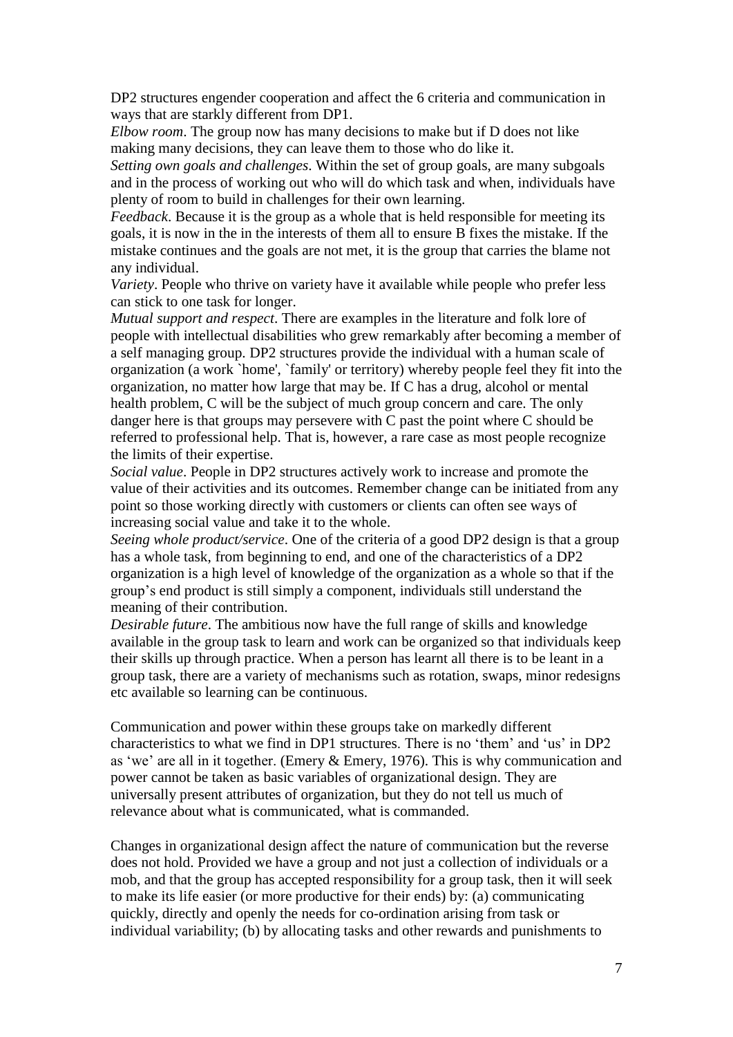DP2 structures engender cooperation and affect the 6 criteria and communication in ways that are starkly different from DP1.

*Elbow room*. The group now has many decisions to make but if D does not like making many decisions, they can leave them to those who do like it.

*Setting own goals and challenges*. Within the set of group goals, are many subgoals and in the process of working out who will do which task and when, individuals have plenty of room to build in challenges for their own learning.

*Feedback*. Because it is the group as a whole that is held responsible for meeting its goals, it is now in the in the interests of them all to ensure B fixes the mistake. If the mistake continues and the goals are not met, it is the group that carries the blame not any individual.

*Variety*. People who thrive on variety have it available while people who prefer less can stick to one task for longer.

*Mutual support and respect*. There are examples in the literature and folk lore of people with intellectual disabilities who grew remarkably after becoming a member of a self managing group. DP2 structures provide the individual with a human scale of organization (a work `home', `family' or territory) whereby people feel they fit into the organization, no matter how large that may be. If C has a drug, alcohol or mental health problem, C will be the subject of much group concern and care. The only danger here is that groups may persevere with C past the point where C should be referred to professional help. That is, however, a rare case as most people recognize the limits of their expertise.

*Social value*. People in DP2 structures actively work to increase and promote the value of their activities and its outcomes. Remember change can be initiated from any point so those working directly with customers or clients can often see ways of increasing social value and take it to the whole.

*Seeing whole product/service*. One of the criteria of a good DP2 design is that a group has a whole task, from beginning to end, and one of the characteristics of a DP2 organization is a high level of knowledge of the organization as a whole so that if the group's end product is still simply a component, individuals still understand the meaning of their contribution.

*Desirable future*. The ambitious now have the full range of skills and knowledge available in the group task to learn and work can be organized so that individuals keep their skills up through practice. When a person has learnt all there is to be leant in a group task, there are a variety of mechanisms such as rotation, swaps, minor redesigns etc available so learning can be continuous.

Communication and power within these groups take on markedly different characteristics to what we find in DP1 structures. There is no 'them' and 'us' in DP2 as 'we' are all in it together. (Emery & Emery, 1976). This is why communication and power cannot be taken as basic variables of organizational design. They are universally present attributes of organization, but they do not tell us much of relevance about what is communicated, what is commanded.

Changes in organizational design affect the nature of communication but the reverse does not hold. Provided we have a group and not just a collection of individuals or a mob, and that the group has accepted responsibility for a group task, then it will seek to make its life easier (or more productive for their ends) by: (a) communicating quickly, directly and openly the needs for co-ordination arising from task or individual variability; (b) by allocating tasks and other rewards and punishments to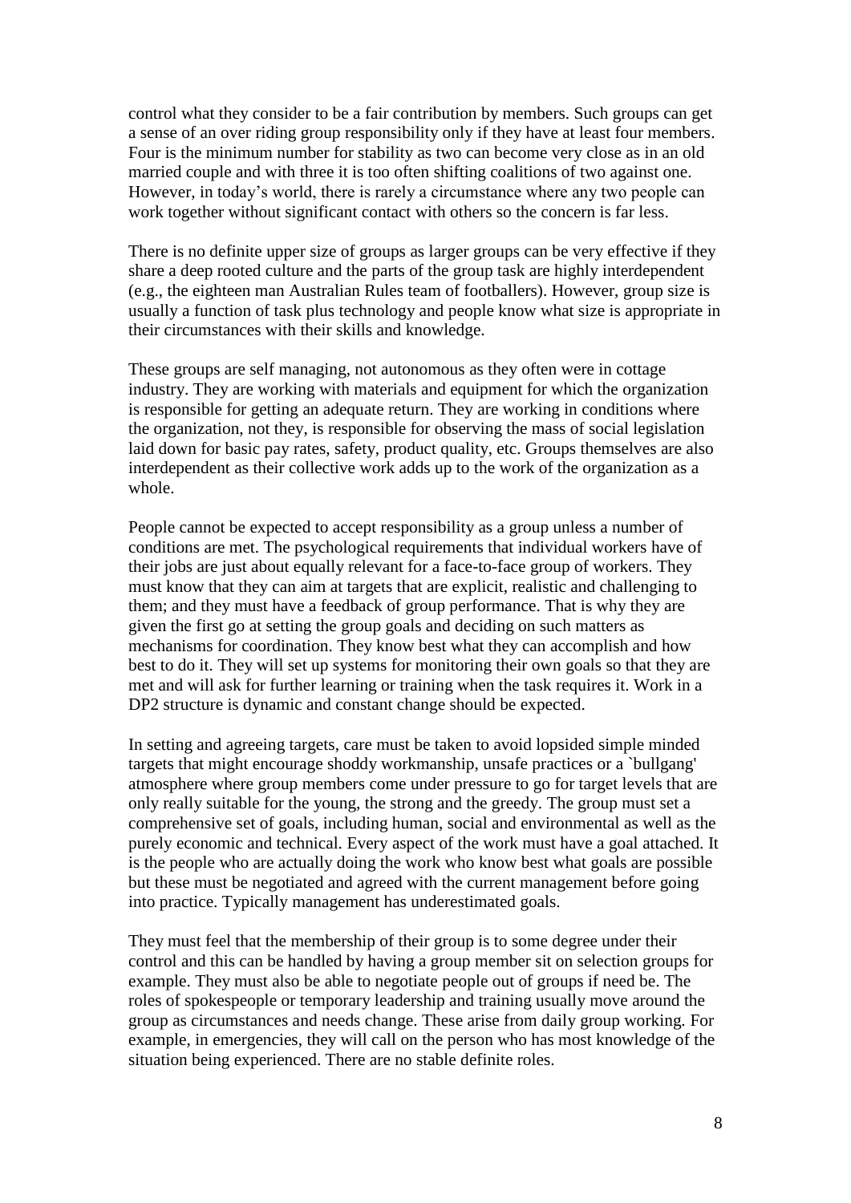control what they consider to be a fair contribution by members. Such groups can get a sense of an over riding group responsibility only if they have at least four members. Four is the minimum number for stability as two can become very close as in an old married couple and with three it is too often shifting coalitions of two against one. However, in today's world, there is rarely a circumstance where any two people can work together without significant contact with others so the concern is far less.

There is no definite upper size of groups as larger groups can be very effective if they share a deep rooted culture and the parts of the group task are highly interdependent (e.g., the eighteen man Australian Rules team of footballers). However, group size is usually a function of task plus technology and people know what size is appropriate in their circumstances with their skills and knowledge.

These groups are self managing, not autonomous as they often were in cottage industry. They are working with materials and equipment for which the organization is responsible for getting an adequate return. They are working in conditions where the organization, not they, is responsible for observing the mass of social legislation laid down for basic pay rates, safety, product quality, etc. Groups themselves are also interdependent as their collective work adds up to the work of the organization as a whole.

People cannot be expected to accept responsibility as a group unless a number of conditions are met. The psychological requirements that individual workers have of their jobs are just about equally relevant for a face-to-face group of workers. They must know that they can aim at targets that are explicit, realistic and challenging to them; and they must have a feedback of group performance. That is why they are given the first go at setting the group goals and deciding on such matters as mechanisms for coordination. They know best what they can accomplish and how best to do it. They will set up systems for monitoring their own goals so that they are met and will ask for further learning or training when the task requires it. Work in a DP2 structure is dynamic and constant change should be expected.

In setting and agreeing targets, care must be taken to avoid lopsided simple minded targets that might encourage shoddy workmanship, unsafe practices or a `bullgang' atmosphere where group members come under pressure to go for target levels that are only really suitable for the young, the strong and the greedy. The group must set a comprehensive set of goals, including human, social and environmental as well as the purely economic and technical. Every aspect of the work must have a goal attached. It is the people who are actually doing the work who know best what goals are possible but these must be negotiated and agreed with the current management before going into practice. Typically management has underestimated goals.

They must feel that the membership of their group is to some degree under their control and this can be handled by having a group member sit on selection groups for example. They must also be able to negotiate people out of groups if need be. The roles of spokespeople or temporary leadership and training usually move around the group as circumstances and needs change. These arise from daily group working. For example, in emergencies, they will call on the person who has most knowledge of the situation being experienced. There are no stable definite roles.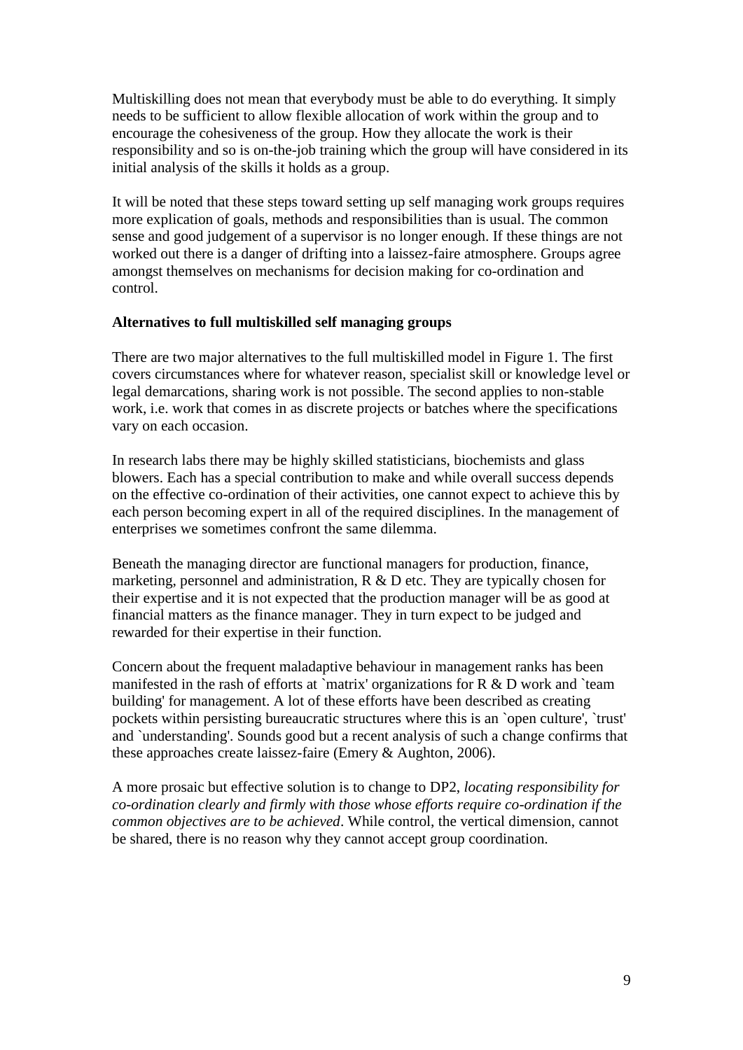Multiskilling does not mean that everybody must be able to do everything. It simply needs to be sufficient to allow flexible allocation of work within the group and to encourage the cohesiveness of the group. How they allocate the work is their responsibility and so is on-the-job training which the group will have considered in its initial analysis of the skills it holds as a group.

It will be noted that these steps toward setting up self managing work groups requires more explication of goals, methods and responsibilities than is usual. The common sense and good judgement of a supervisor is no longer enough. If these things are not worked out there is a danger of drifting into a laissez-faire atmosphere. Groups agree amongst themselves on mechanisms for decision making for co-ordination and control.

**Alternatives to full multiskilled self managing groups**

There are two major alternatives to the full multiskilled model in Figure 1. The first covers circumstances where for whatever reason, specialist skill or knowledge level or legal demarcations, sharing work is not possible. The second applies to non-stable work, i.e. work that comes in as discrete projects or batches where the specifications vary on each occasion.

In research labs there may be highly skilled statisticians, biochemists and glass blowers. Each has a special contribution to make and while overall success depends on the effective co-ordination of their activities, one cannot expect to achieve this by each person becoming expert in all of the required disciplines. In the management of enterprises we sometimes confront the same dilemma.

Beneath the managing director are functional managers for production, finance, marketing, personnel and administration, R & D etc. They are typically chosen for their expertise and it is not expected that the production manager will be as good at financial matters as the finance manager. They in turn expect to be judged and rewarded for their expertise in their function.

Concern about the frequent maladaptive behaviour in management ranks has been manifested in the rash of efforts at `matrix' organizations for R & D work and `team building' for management. A lot of these efforts have been described as creating pockets within persisting bureaucratic structures where this is an `open culture', `trust' and `understanding'. Sounds good but a recent analysis of such a change confirms that these approaches create laissez-faire (Emery & Aughton, 2006).

A more prosaic but effective solution is to change to DP2, *locating responsibility for co-ordination clearly and firmly with those whose efforts require co-ordination if the common objectives are to be achieved*. While control, the vertical dimension, cannot be shared, there is no reason why they cannot accept group coordination.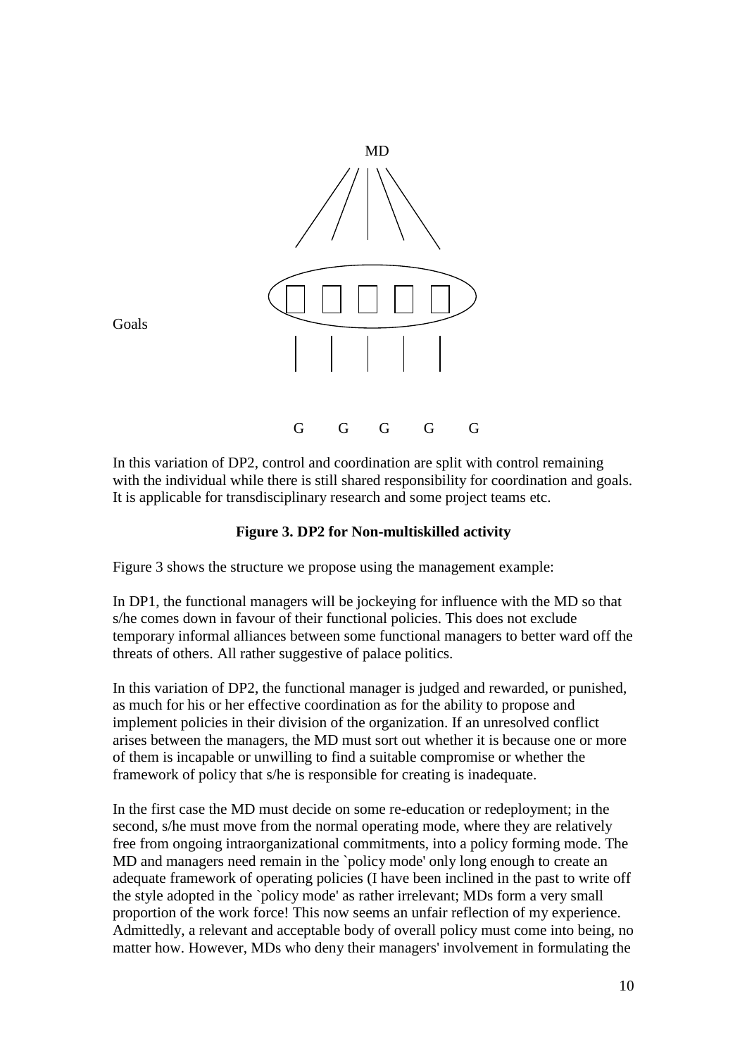MD

Goals

G G G G G

In this variation of DP2, control and coordination are split with control remaining with the individual while there is still shared responsibility for coordination and goals. It is applicable for transdisciplinary research and some project teams etc.

**Figure 3. DP2 for Non-multiskilled activity**

Figure 3 shows the structure we propose using the management example:

In DP1, the functional managers will be jockeying for influence with the MD so that s/he comes down in favour of their functional policies. This does not exclude temporary informal alliances between some functional managers to better ward off the threats of others. All rather suggestive of palace politics.

In this variation of DP2, the functional manager is judged and rewarded, or punished, as much for his or her effective coordination as for the ability to propose and implement policies in their division of the organization. If an unresolved conflict arises between the managers, the MD must sort out whether it is because one or more of them is incapable or unwilling to find a suitable compromise or whether the framework of policy that s/he is responsible for creating is inadequate.

In the first case the MD must decide on some re-education or redeployment; in the second, s/he must move from the normal operating mode, where they are relatively free from ongoing intraorganizational commitments, into a policy forming mode. The MD and managers need remain in the `policy mode' only long enough to create an adequate framework of operating policies (I have been inclined in the past to write off the style adopted in the `policy mode' as rather irrelevant; MDs form a very small proportion of the work force! This now seems an unfair reflection of my experience. Admittedly, a relevant and acceptable body of overall policy must come into being, no matter how. However, MDs who deny their managers' involvement in formulating the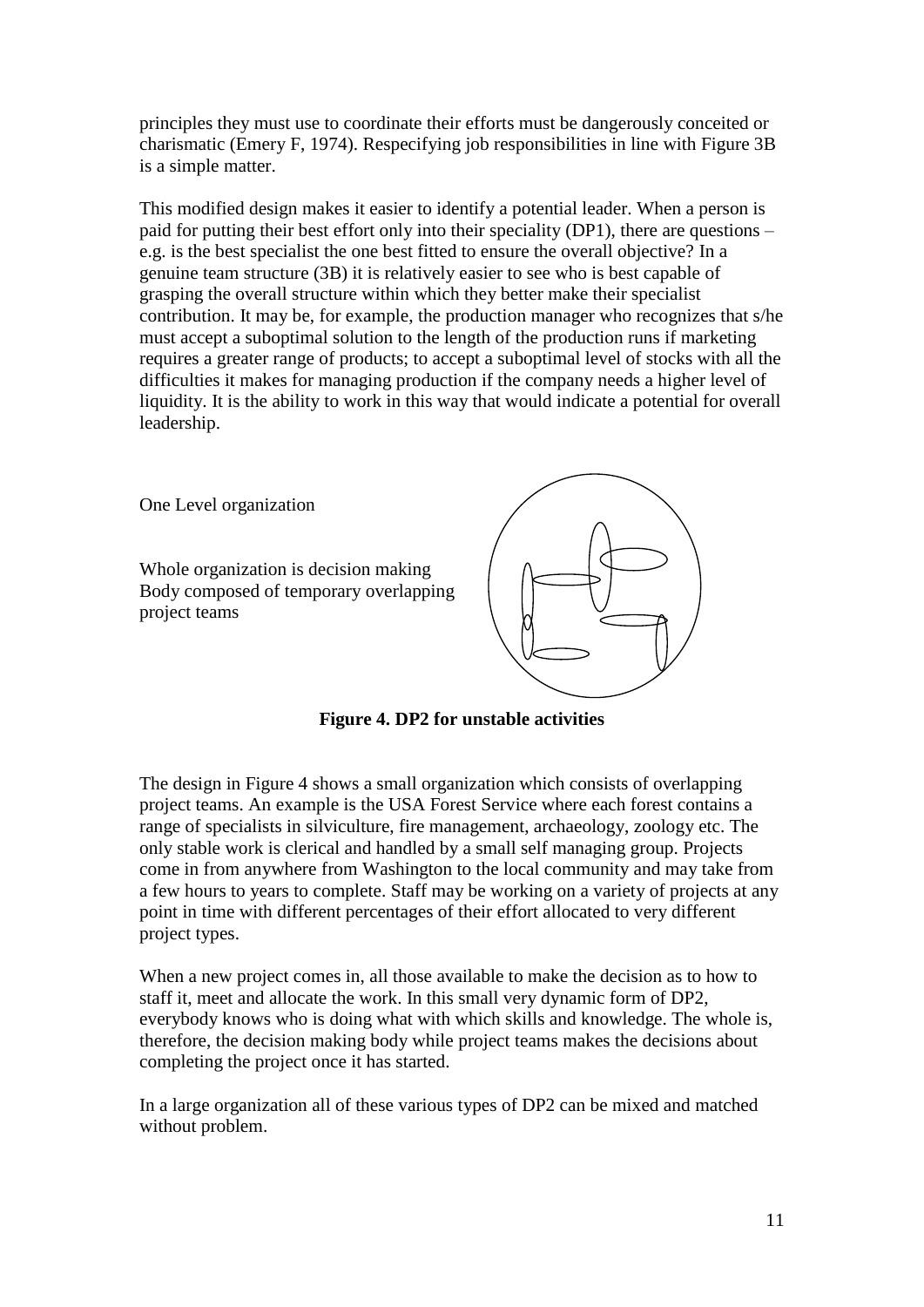principles they must use to coordinate their efforts must be dangerously conceited or charismatic (Emery F, 1974). Respecifying job responsibilities in line with Figure 3B is a simple matter.

This modified design makes it easier to identify a potential leader. When a person is paid for putting their best effort only into their speciality (DP1), there are questions – e.g. is the best specialist the one best fitted to ensure the overall objective? In a genuine team structure (3B) it is relatively easier to see who is best capable of grasping the overall structure within which they better make their specialist contribution. It may be, for example, the production manager who recognizes that s/he must accept a suboptimal solution to the length of the production runs if marketing requires a greater range of products; to accept a suboptimal level of stocks with all the difficulties it makes for managing production if the company needs a higher level of liquidity. It is the ability to work in this way that would indicate a potential for overall leadership.

One Level organization

Whole organization is decision making Body composed of temporary overlapping project teams

**Figure 4. DP2 for unstable activities**

The design in Figure 4 shows a small organization which consists of overlapping project teams. An example is the USA Forest Service where each forest contains a range of specialists in silviculture, fire management, archaeology, zoology etc. The only stable work is clerical and handled by a small self managing group. Projects come in from anywhere from Washington to the local community and may take from a few hours to years to complete. Staff may be working on a variety of projects at any point in time with different percentages of their effort allocated to very different project types.

When a new project comes in, all those available to make the decision as to how to staff it, meet and allocate the work. In this small very dynamic form of DP2, everybody knows who is doing what with which skills and knowledge. The whole is, therefore, the decision making body while project teams makes the decisions about completing the project once it has started.

In a large organization all of these various types of DP2 can be mixed and matched without problem.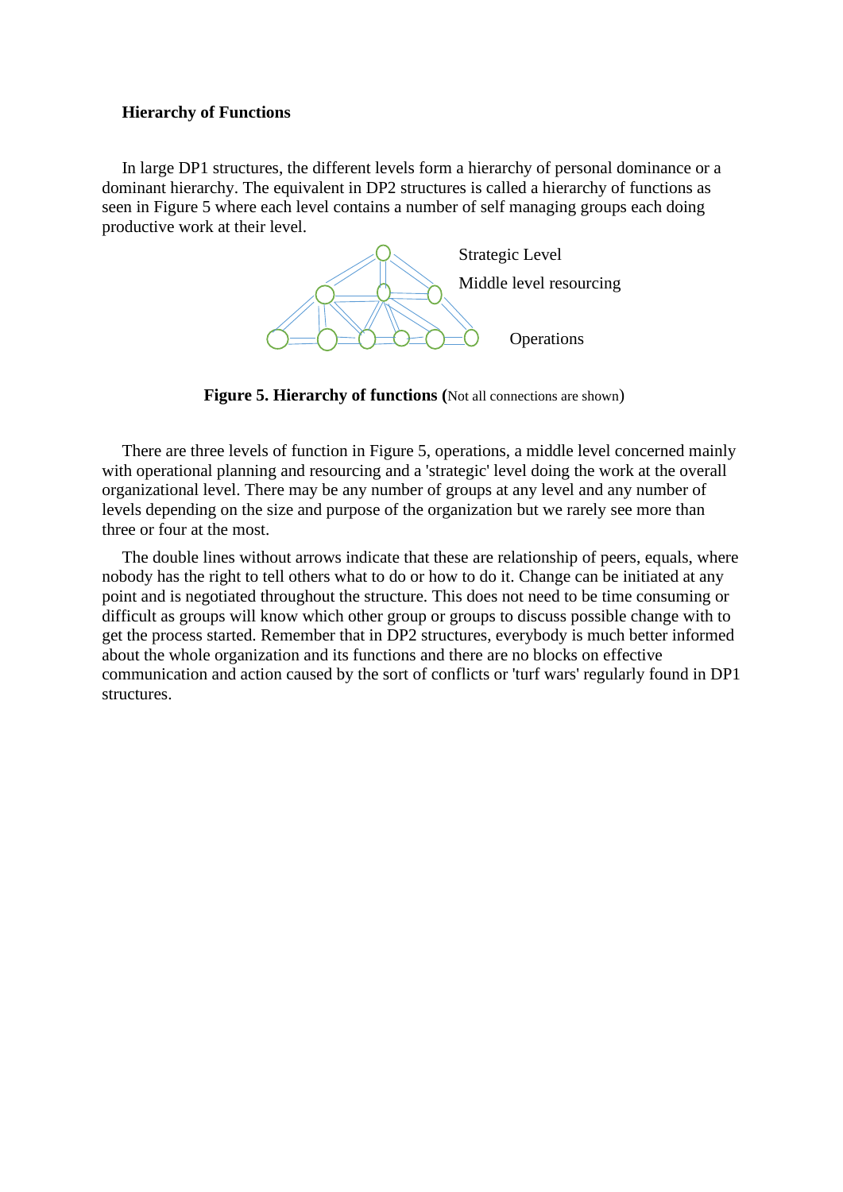**Hierarchy of Functions**

In large DP1 structures, the different levels form a hierarchy of personal dominance or a dominant hierarchy. The equivalent in DP2 structures is called a hierarchy of functions as seen in Figure 5 where each level contains a number of self managing groups each doing productive work at their level.

Strategic Level

Middle level resourcing

Operations

**Figure 5. Hierarchy of functions (**Not all connections are shown)

There are three levels of function in Figure 5, operations, a middle level concerned mainly with operational planning and resourcing and a 'strategic' level doing the work at the overall organizational level. There may be any number of groups at any level and any number of levels depending on the size and purpose of the organization but we rarely see more than three or four at the most.

The double lines without arrows indicate that these are relationship of peers, equals, where nobody has the right to tell others what to do or how to do it. Change can be initiated at any point and is negotiated throughout the structure. This does not need to be time consuming or difficult as groups will know which other group or groups to discuss possible change with to get the process started. Remember that in DP2 structures, everybody is much better informed about the whole organization and its functions and there are no blocks on effective communication and action caused by the sort of conflicts or 'turf wars' regularly found in DP1 structures.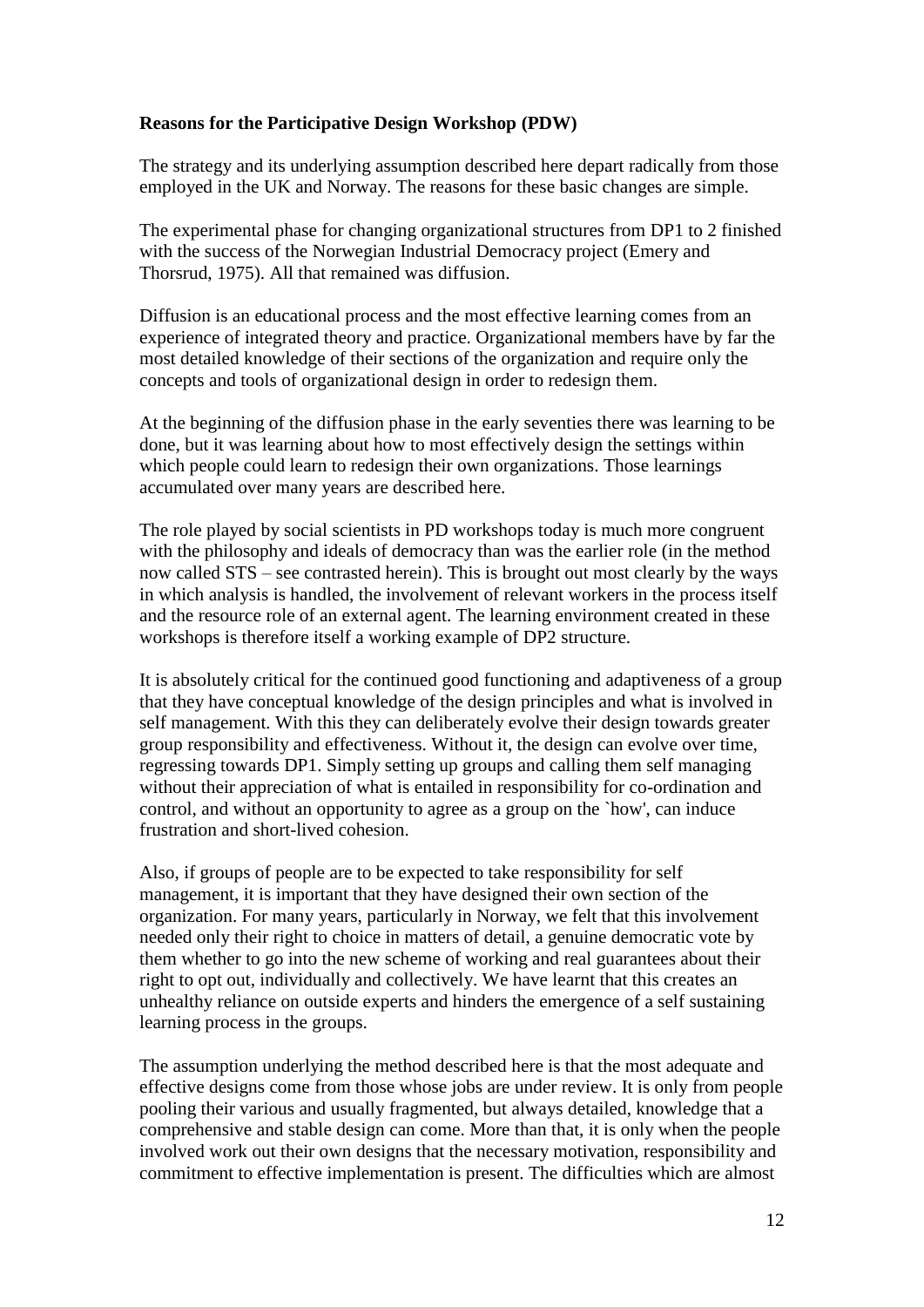**Reasons for the Participative Design Workshop (PDW)**

The strategy and its underlying assumption described here depart radically from those employed in the UK and Norway. The reasons for these basic changes are simple.

The experimental phase for changing organizational structures from DP1 to 2 finished with the success of the Norwegian Industrial Democracy project (Emery and Thorsrud, 1975). All that remained was diffusion.

Diffusion is an educational process and the most effective learning comes from an experience of integrated theory and practice. Organizational members have by far the most detailed knowledge of their sections of the organization and require only the concepts and tools of organizational design in order to redesign them.

At the beginning of the diffusion phase in the early seventies there was learning to be done, but it was learning about how to most effectively design the settings within which people could learn to redesign their own organizations. Those learnings accumulated over many years are described here.

The role played by social scientists in PD workshops today is much more congruent with the philosophy and ideals of democracy than was the earlier role (in the method now called STS – see contrasted herein). This is brought out most clearly by the ways in which analysis is handled, the involvement of relevant workers in the process itself and the resource role of an external agent. The learning environment created in these workshops is therefore itself a working example of DP2 structure.

It is absolutely critical for the continued good functioning and adaptiveness of a group that they have conceptual knowledge of the design principles and what is involved in self management. With this they can deliberately evolve their design towards greater group responsibility and effectiveness. Without it, the design can evolve over time, regressing towards DP1. Simply setting up groups and calling them self managing without their appreciation of what is entailed in responsibility for co-ordination and control, and without an opportunity to agree as a group on the `how', can induce frustration and short-lived cohesion.

Also, if groups of people are to be expected to take responsibility for self management, it is important that they have designed their own section of the organization. For many years, particularly in Norway, we felt that this involvement needed only their right to choice in matters of detail, a genuine democratic vote by them whether to go into the new scheme of working and real guarantees about their right to opt out, individually and collectively. We have learnt that this creates an unhealthy reliance on outside experts and hinders the emergence of a self sustaining learning process in the groups.

The assumption underlying the method described here is that the most adequate and effective designs come from those whose jobs are under review. It is only from people pooling their various and usually fragmented, but always detailed, knowledge that a comprehensive and stable design can come. More than that, it is only when the people involved work out their own designs that the necessary motivation, responsibility and commitment to effective implementation is present. The difficulties which are almost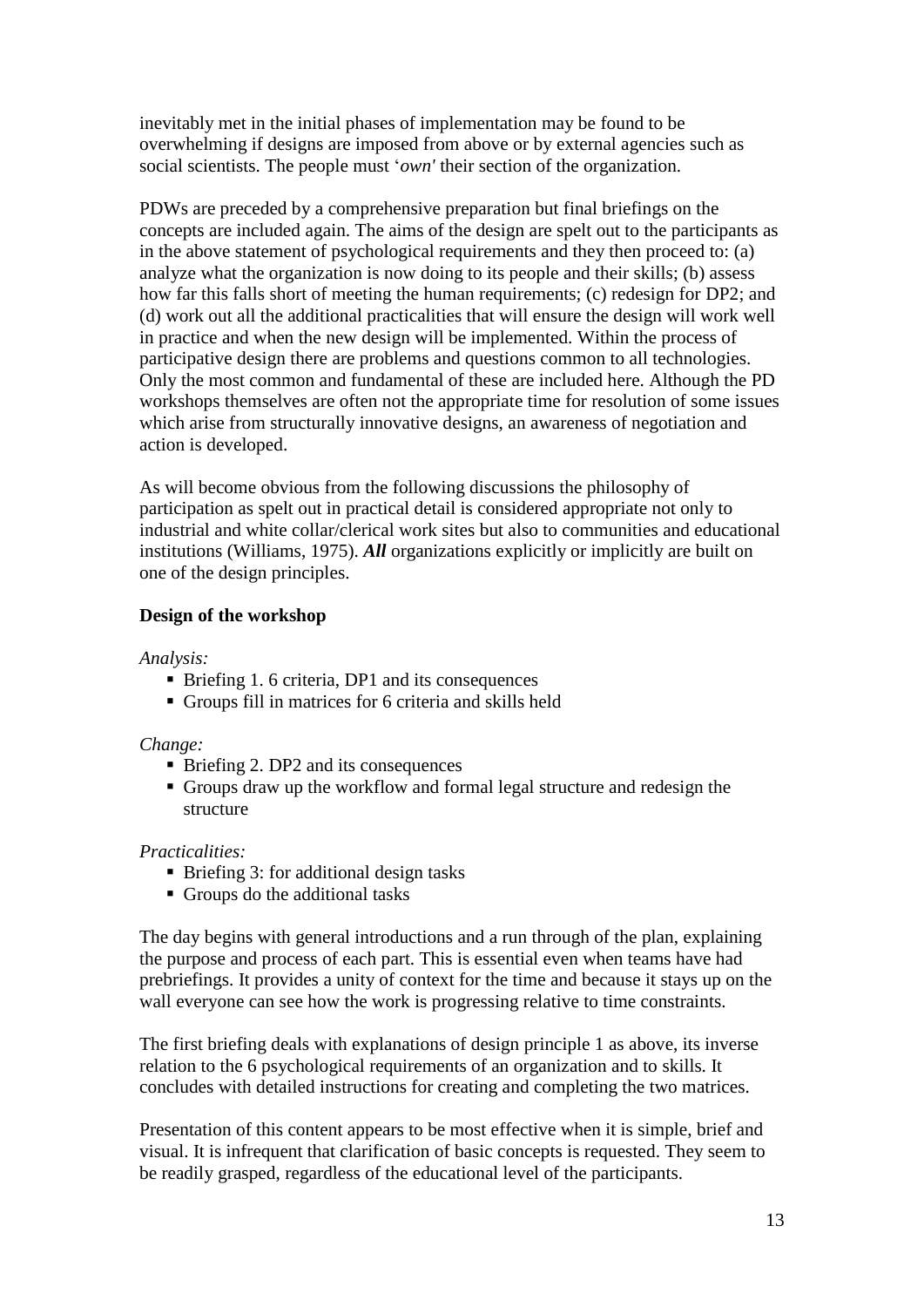inevitably met in the initial phases of implementation may be found to be overwhelming if designs are imposed from above or by external agencies such as social scientists. The people must '*own'* their section of the organization.

PDWs are preceded by a comprehensive preparation but final briefings on the concepts are included again. The aims of the design are spelt out to the participants as in the above statement of psychological requirements and they then proceed to: (a) analyze what the organization is now doing to its people and their skills; (b) assess how far this falls short of meeting the human requirements; (c) redesign for DP2; and (d) work out all the additional practicalities that will ensure the design will work well in practice and when the new design will be implemented. Within the process of participative design there are problems and questions common to all technologies. Only the most common and fundamental of these are included here. Although the PD workshops themselves are often not the appropriate time for resolution of some issues which arise from structurally innovative designs, an awareness of negotiation and action is developed.

As will become obvious from the following discussions the philosophy of participation as spelt out in practical detail is considered appropriate not only to industrial and white collar/clerical work sites but also to communities and educational institutions (Williams, 1975). ***All*** organizations explicitly or implicitly are built on one of the design principles.

**Design of the workshop**

*Analysis:*

- Briefing 1. 6 criteria, DP1 and its consequences
- Groups fill in matrices for 6 criteria and skills held

*Change:*

- Briefing 2. DP2 and its consequences
- Groups draw up the workflow and formal legal structure and redesign the structure

*Practicalities:*

- Briefing 3: for additional design tasks
- Groups do the additional tasks

The day begins with general introductions and a run through of the plan, explaining the purpose and process of each part. This is essential even when teams have had prebriefings. It provides a unity of context for the time and because it stays up on the wall everyone can see how the work is progressing relative to time constraints.

The first briefing deals with explanations of design principle 1 as above, its inverse relation to the 6 psychological requirements of an organization and to skills. It concludes with detailed instructions for creating and completing the two matrices.

Presentation of this content appears to be most effective when it is simple, brief and visual. It is infrequent that clarification of basic concepts is requested. They seem to be readily grasped, regardless of the educational level of the participants.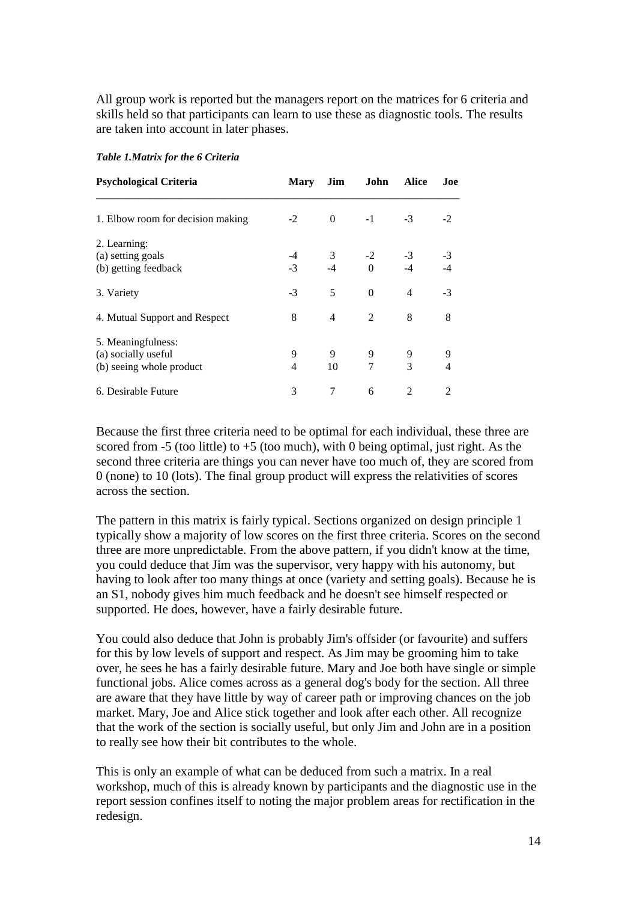All group work is reported but the managers report on the matrices for 6 criteria and skills held so that participants can learn to use these as diagnostic tools. The results are taken into account in later phases.

***Table 1.Matrix for the 6 Criteria***

| Psychological Criteria | Mary | Jim | John | Alice | Joe |
|---|---|---|---|---|---|
| 1. Elbow room for decision making | -2 | 0 | -1 | -3 | -2 |
| 2. Learning: | | | | | |
| (a) setting goals | -4 | 3 | -2 | -3 | -3 |
| (b) getting feedback | -3 | -4 | 0 | -4 | -4 |
| 3. Variety | -3 | 5 | 0 | 4 | -3 |
| 4. Mutual Support and Respect | 8 | 4 | 2 | 8 | 8 |
| 5. Meaningfulness: | | | | | |
| (a) socially useful | 9 | 9 | 9 | 9 | 9 |
| (b) seeing whole product | 4 | 10 | 7 | 3 | 4 |
| 6. Desirable Future | 3 | 7 | 6 | 2 | 2 |

Because the first three criteria need to be optimal for each individual, these three are scored from -5 (too little) to +5 (too much), with 0 being optimal, just right. As the second three criteria are things you can never have too much of, they are scored from 0 (none) to 10 (lots). The final group product will express the relativities of scores across the section.

The pattern in this matrix is fairly typical. Sections organized on design principle 1 typically show a majority of low scores on the first three criteria. Scores on the second three are more unpredictable. From the above pattern, if you didn't know at the time, you could deduce that Jim was the supervisor, very happy with his autonomy, but having to look after too many things at once (variety and setting goals). Because he is an S1, nobody gives him much feedback and he doesn't see himself respected or supported. He does, however, have a fairly desirable future.

You could also deduce that John is probably Jim's offsider (or favourite) and suffers for this by low levels of support and respect. As Jim may be grooming him to take over, he sees he has a fairly desirable future. Mary and Joe both have single or simple functional jobs. Alice comes across as a general dog's body for the section. All three are aware that they have little by way of career path or improving chances on the job market. Mary, Joe and Alice stick together and look after each other. All recognize that the work of the section is socially useful, but only Jim and John are in a position to really see how their bit contributes to the whole.

This is only an example of what can be deduced from such a matrix. In a real workshop, much of this is already known by participants and the diagnostic use in the report session confines itself to noting the major problem areas for rectification in the redesign.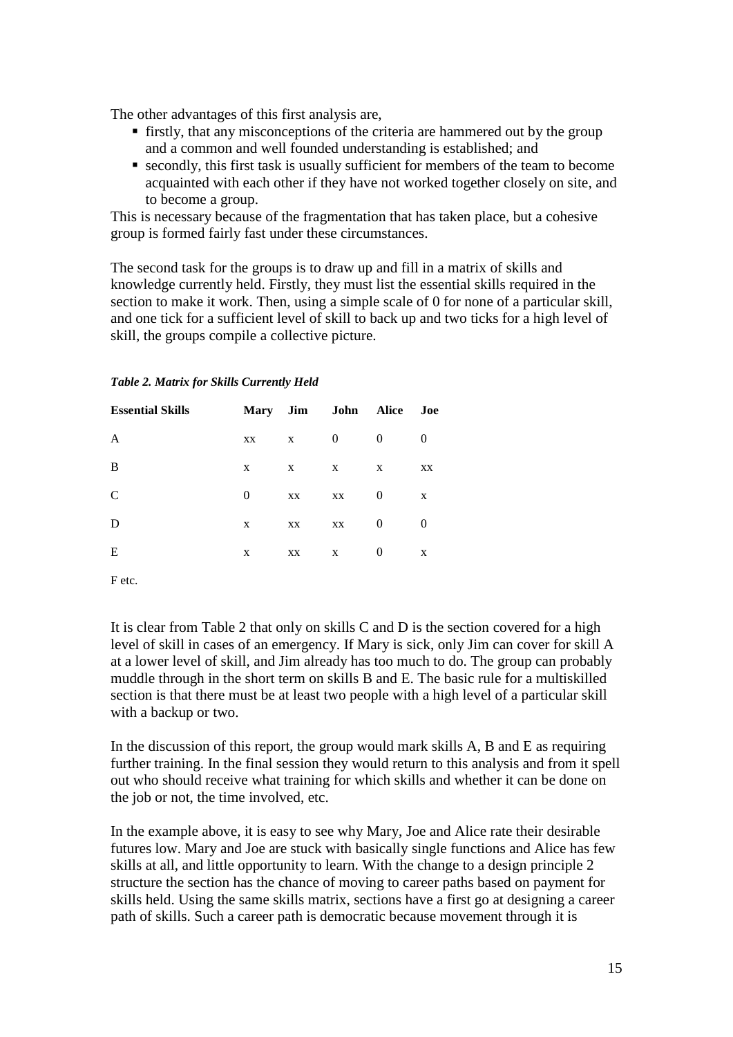The other advantages of this first analysis are,

- firstly, that any misconceptions of the criteria are hammered out by the group and a common and well founded understanding is established; and
- secondly, this first task is usually sufficient for members of the team to become acquainted with each other if they have not worked together closely on site, and to become a group.

This is necessary because of the fragmentation that has taken place, but a cohesive group is formed fairly fast under these circumstances.

The second task for the groups is to draw up and fill in a matrix of skills and knowledge currently held. Firstly, they must list the essential skills required in the section to make it work. Then, using a simple scale of 0 for none of a particular skill, and one tick for a sufficient level of skill to back up and two ticks for a high level of skill, the groups compile a collective picture.

***Table 2. Matrix for Skills Currently Held***

| **Essential Skills** | **Mary** | **Jim** | **John** | **Alice** | **Joe** |
|---|---|---|---|---|---|
| A | xx | x | 0 | 0 | 0 |
| B | x | x | x | x | xx |
| C | 0 | xx | xx | 0 | x |
| D | x | xx | xx | 0 | 0 |
| E | x | xx | x | 0 | x |
| F etc. | | | | | |

It is clear from Table 2 that only on skills C and D is the section covered for a high level of skill in cases of an emergency. If Mary is sick, only Jim can cover for skill A at a lower level of skill, and Jim already has too much to do. The group can probably muddle through in the short term on skills B and E. The basic rule for a multiskilled section is that there must be at least two people with a high level of a particular skill with a backup or two.

In the discussion of this report, the group would mark skills A, B and E as requiring further training. In the final session they would return to this analysis and from it spell out who should receive what training for which skills and whether it can be done on the job or not, the time involved, etc.

In the example above, it is easy to see why Mary, Joe and Alice rate their desirable futures low. Mary and Joe are stuck with basically single functions and Alice has few skills at all, and little opportunity to learn. With the change to a design principle 2 structure the section has the chance of moving to career paths based on payment for skills held. Using the same skills matrix, sections have a first go at designing a career path of skills. Such a career path is democratic because movement through it is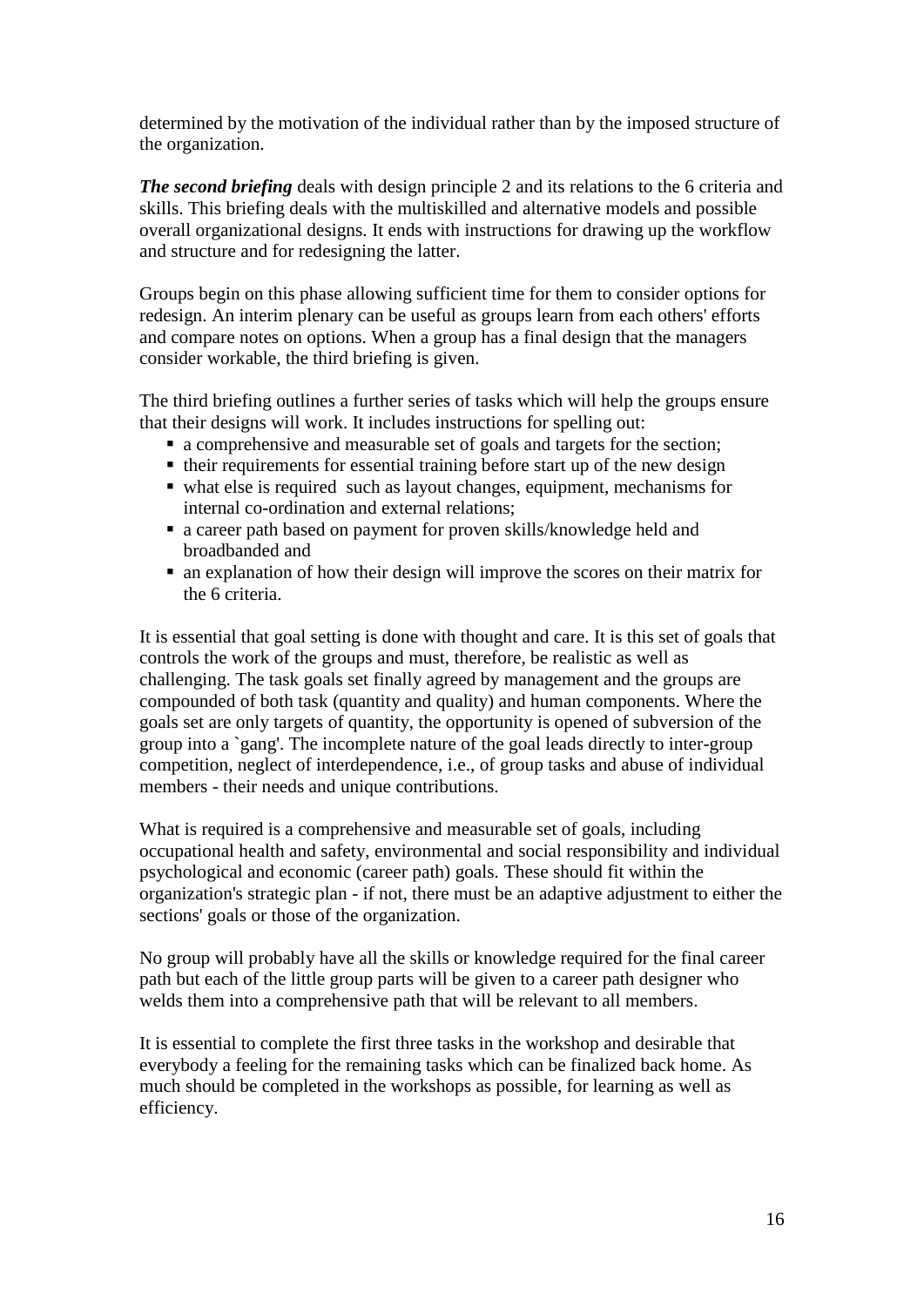determined by the motivation of the individual rather than by the imposed structure of the organization.

***The second briefing*** deals with design principle 2 and its relations to the 6 criteria and skills. This briefing deals with the multiskilled and alternative models and possible overall organizational designs. It ends with instructions for drawing up the workflow and structure and for redesigning the latter.

Groups begin on this phase allowing sufficient time for them to consider options for redesign. An interim plenary can be useful as groups learn from each others' efforts and compare notes on options. When a group has a final design that the managers consider workable, the third briefing is given.

The third briefing outlines a further series of tasks which will help the groups ensure that their designs will work. It includes instructions for spelling out:

- a comprehensive and measurable set of goals and targets for the section;
- their requirements for essential training before start up of the new design
- what else is required such as layout changes, equipment, mechanisms for internal co-ordination and external relations;
- a career path based on payment for proven skills/knowledge held and broadbanded and
- an explanation of how their design will improve the scores on their matrix for the 6 criteria.

It is essential that goal setting is done with thought and care. It is this set of goals that controls the work of the groups and must, therefore, be realistic as well as challenging. The task goals set finally agreed by management and the groups are compounded of both task (quantity and quality) and human components. Where the goals set are only targets of quantity, the opportunity is opened of subversion of the group into a `gang'. The incomplete nature of the goal leads directly to inter-group competition, neglect of interdependence, i.e., of group tasks and abuse of individual members - their needs and unique contributions.

What is required is a comprehensive and measurable set of goals, including occupational health and safety, environmental and social responsibility and individual psychological and economic (career path) goals. These should fit within the organization's strategic plan - if not, there must be an adaptive adjustment to either the sections' goals or those of the organization.

No group will probably have all the skills or knowledge required for the final career path but each of the little group parts will be given to a career path designer who welds them into a comprehensive path that will be relevant to all members.

It is essential to complete the first three tasks in the workshop and desirable that everybody a feeling for the remaining tasks which can be finalized back home. As much should be completed in the workshops as possible, for learning as well as efficiency.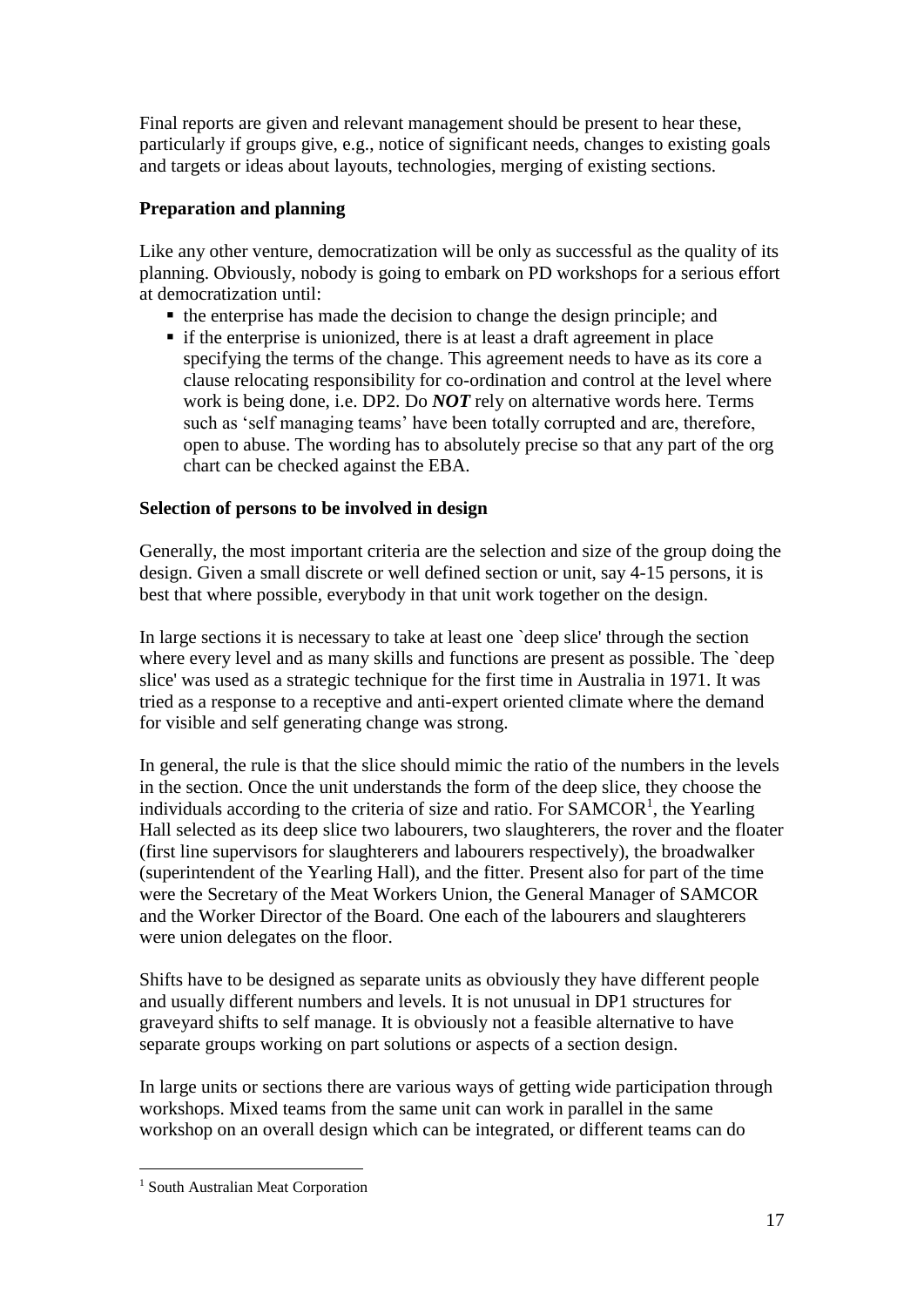Final reports are given and relevant management should be present to hear these, particularly if groups give, e.g., notice of significant needs, changes to existing goals and targets or ideas about layouts, technologies, merging of existing sections.

**Preparation and planning**

Like any other venture, democratization will be only as successful as the quality of its planning. Obviously, nobody is going to embark on PD workshops for a serious effort at democratization until:

- the enterprise has made the decision to change the design principle; and
- if the enterprise is unionized, there is at least a draft agreement in place specifying the terms of the change. This agreement needs to have as its core a clause relocating responsibility for co-ordination and control at the level where work is being done, i.e. DP2. Do ***NOT*** rely on alternative words here. Terms such as 'self managing teams' have been totally corrupted and are, therefore, open to abuse. The wording has to absolutely precise so that any part of the org chart can be checked against the EBA.

**Selection of persons to be involved in design**

Generally, the most important criteria are the selection and size of the group doing the design. Given a small discrete or well defined section or unit, say 4-15 persons, it is best that where possible, everybody in that unit work together on the design.

In large sections it is necessary to take at least one `deep slice' through the section where every level and as many skills and functions are present as possible. The `deep slice' was used as a strategic technique for the first time in Australia in 1971. It was tried as a response to a receptive and anti-expert oriented climate where the demand for visible and self generating change was strong.

In general, the rule is that the slice should mimic the ratio of the numbers in the levels in the section. Once the unit understands the form of the deep slice, they choose the individuals according to the criteria of size and ratio. For SAMCOR[1], the Yearling Hall selected as its deep slice two labourers, two slaughterers, the rover and the floater (first line supervisors for slaughterers and labourers respectively), the broadwalker (superintendent of the Yearling Hall), and the fitter. Present also for part of the time were the Secretary of the Meat Workers Union, the General Manager of SAMCOR and the Worker Director of the Board. One each of the labourers and slaughterers were union delegates on the floor.

Shifts have to be designed as separate units as obviously they have different people and usually different numbers and levels. It is not unusual in DP1 structures for graveyard shifts to self manage. It is obviously not a feasible alternative to have separate groups working on part solutions or aspects of a section design.

In large units or sections there are various ways of getting wide participation through workshops. Mixed teams from the same unit can work in parallel in the same workshop on an overall design which can be integrated, or different teams can do

[1] South Australian Meat Corporation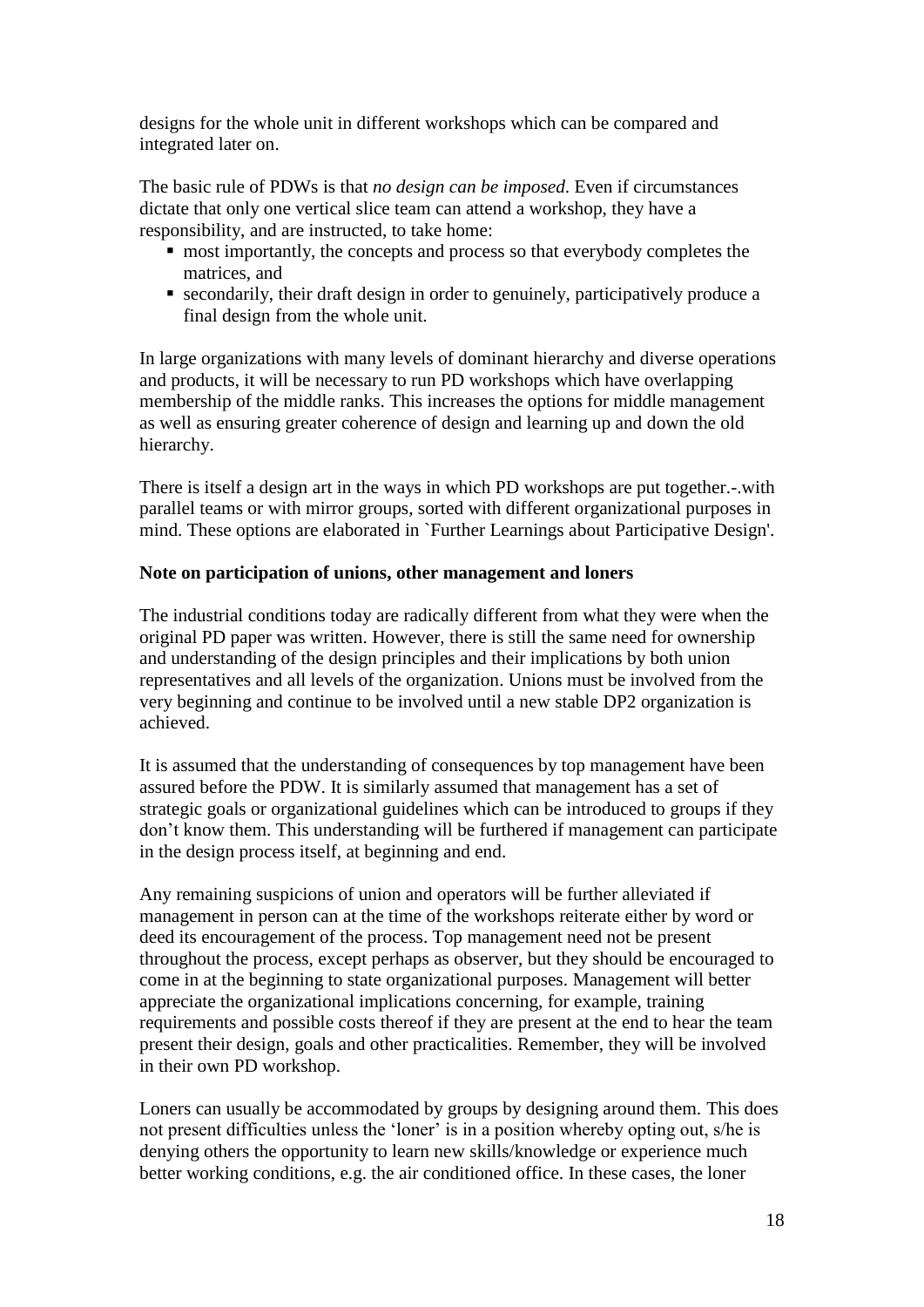designs for the whole unit in different workshops which can be compared and integrated later on.

The basic rule of PDWs is that *no design can be imposed*. Even if circumstances dictate that only one vertical slice team can attend a workshop, they have a responsibility, and are instructed, to take home:

- most importantly, the concepts and process so that everybody completes the matrices, and
- secondarily, their draft design in order to genuinely, participatively produce a final design from the whole unit.

In large organizations with many levels of dominant hierarchy and diverse operations and products, it will be necessary to run PD workshops which have overlapping membership of the middle ranks. This increases the options for middle management as well as ensuring greater coherence of design and learning up and down the old hierarchy.

There is itself a design art in the ways in which PD workshops are put together.-.with parallel teams or with mirror groups, sorted with different organizational purposes in mind. These options are elaborated in `Further Learnings about Participative Design'.

**Note on participation of unions, other management and loners**

The industrial conditions today are radically different from what they were when the original PD paper was written. However, there is still the same need for ownership and understanding of the design principles and their implications by both union representatives and all levels of the organization. Unions must be involved from the very beginning and continue to be involved until a new stable DP2 organization is achieved.

It is assumed that the understanding of consequences by top management have been assured before the PDW. It is similarly assumed that management has a set of strategic goals or organizational guidelines which can be introduced to groups if they don't know them. This understanding will be furthered if management can participate in the design process itself, at beginning and end.

Any remaining suspicions of union and operators will be further alleviated if management in person can at the time of the workshops reiterate either by word or deed its encouragement of the process. Top management need not be present throughout the process, except perhaps as observer, but they should be encouraged to come in at the beginning to state organizational purposes. Management will better appreciate the organizational implications concerning, for example, training requirements and possible costs thereof if they are present at the end to hear the team present their design, goals and other practicalities. Remember, they will be involved in their own PD workshop.

Loners can usually be accommodated by groups by designing around them. This does not present difficulties unless the 'loner' is in a position whereby opting out, s/he is denying others the opportunity to learn new skills/knowledge or experience much better working conditions, e.g. the air conditioned office. In these cases, the loner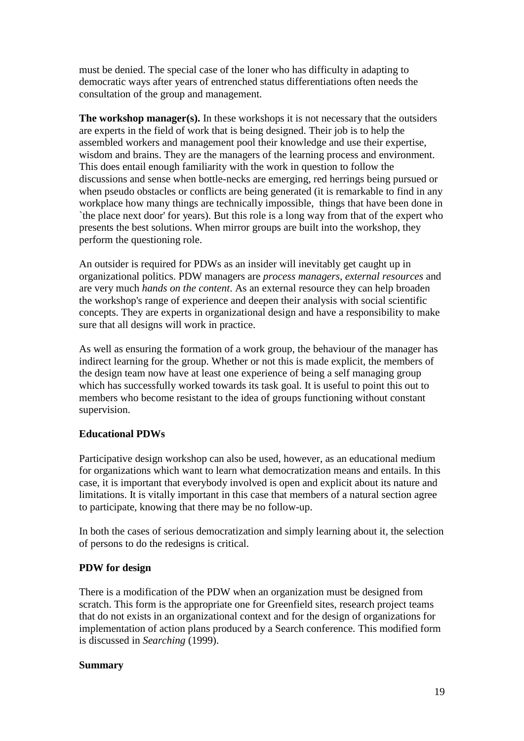must be denied. The special case of the loner who has difficulty in adapting to democratic ways after years of entrenched status differentiations often needs the consultation of the group and management.

**The workshop manager(s).** In these workshops it is not necessary that the outsiders are experts in the field of work that is being designed. Their job is to help the assembled workers and management pool their knowledge and use their expertise, wisdom and brains. They are the managers of the learning process and environment. This does entail enough familiarity with the work in question to follow the discussions and sense when bottle-necks are emerging, red herrings being pursued or when pseudo obstacles or conflicts are being generated (it is remarkable to find in any workplace how many things are technically impossible, things that have been done in `the place next door' for years). But this role is a long way from that of the expert who presents the best solutions. When mirror groups are built into the workshop, they perform the questioning role.

An outsider is required for PDWs as an insider will inevitably get caught up in organizational politics. PDW managers are *process managers, external resources* and are very much *hands on the content*. As an external resource they can help broaden the workshop's range of experience and deepen their analysis with social scientific concepts. They are experts in organizational design and have a responsibility to make sure that all designs will work in practice.

As well as ensuring the formation of a work group, the behaviour of the manager has indirect learning for the group. Whether or not this is made explicit, the members of the design team now have at least one experience of being a self managing group which has successfully worked towards its task goal. It is useful to point this out to members who become resistant to the idea of groups functioning without constant supervision.

**Educational PDWs**

Participative design workshop can also be used, however, as an educational medium for organizations which want to learn what democratization means and entails. In this case, it is important that everybody involved is open and explicit about its nature and limitations. It is vitally important in this case that members of a natural section agree to participate, knowing that there may be no follow-up.

In both the cases of serious democratization and simply learning about it, the selection of persons to do the redesigns is critical.

**PDW for design**

There is a modification of the PDW when an organization must be designed from scratch. This form is the appropriate one for Greenfield sites, research project teams that do not exists in an organizational context and for the design of organizations for implementation of action plans produced by a Search conference. This modified form is discussed in *Searching* (1999).

**Summary**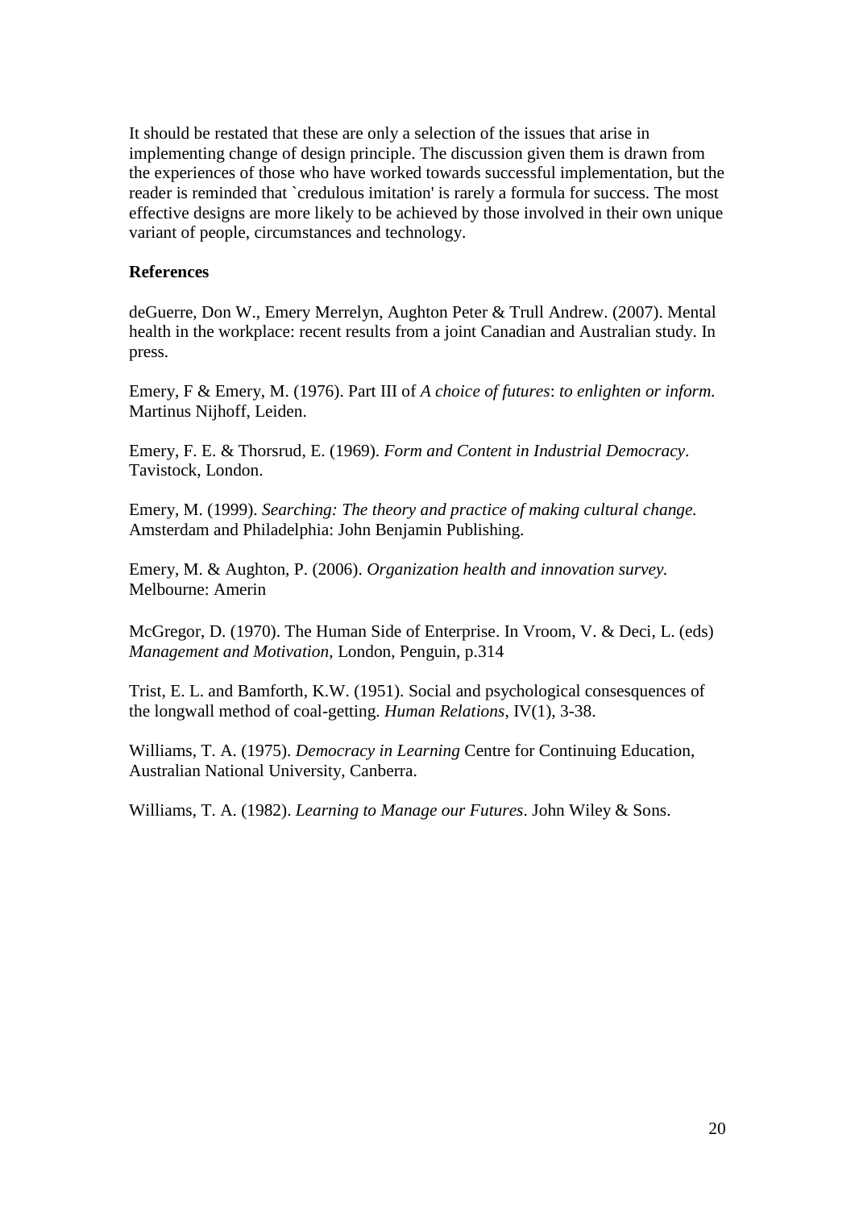It should be restated that these are only a selection of the issues that arise in implementing change of design principle. The discussion given them is drawn from the experiences of those who have worked towards successful implementation, but the reader is reminded that `credulous imitation' is rarely a formula for success. The most effective designs are more likely to be achieved by those involved in their own unique variant of people, circumstances and technology.

**References**

deGuerre, Don W., Emery Merrelyn, Aughton Peter & Trull Andrew. (2007). Mental health in the workplace: recent results from a joint Canadian and Australian study. In press.

Emery, F & Emery, M. (1976). Part III of *A choice of futures*: *to enlighten or inform.* Martinus Nijhoff, Leiden.

Emery, F. E. & Thorsrud, E. (1969). *Form and Content in Industrial Democracy*. Tavistock, London.

Emery, M. (1999). *Searching: The theory and practice of making cultural change.* Amsterdam and Philadelphia: John Benjamin Publishing.

Emery, M. & Aughton, P. (2006). *Organization health and innovation survey.* Melbourne: Amerin

McGregor, D. (1970). The Human Side of Enterprise. In Vroom, V. & Deci, L. (eds) *Management and Motivation*, London, Penguin, p.314

Trist, E. L. and Bamforth, K.W. (1951). Social and psychological consesquences of the longwall method of coal-getting. *Human Relations*, IV(1), 3-38.

Williams, T. A. (1975). *Democracy in Learning* Centre for Continuing Education, Australian National University, Canberra.

Williams, T. A. (1982). *Learning to Manage our Futures*. John Wiley & Sons.